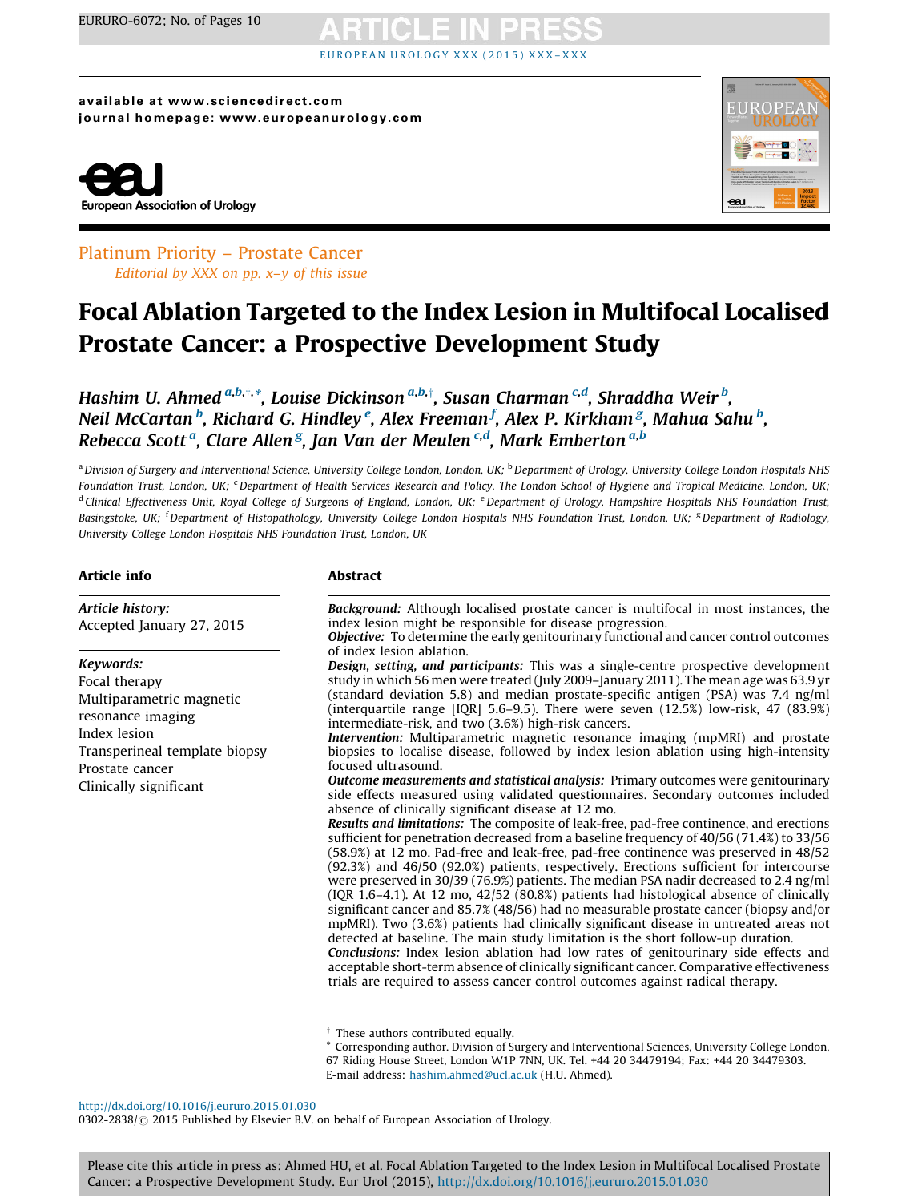available at www.sciencedirect.com
journal homepage: www.europeanurology.com

Platinum Priority – Prostate Cancer
*Editorial by XXX on pp. x–y of this issue*

# Focal Ablation Targeted to the Index Lesion in Multifocal Localised Prostate Cancer: a Prospective Development Study

*Hashim U. Ahmed* [a,b,†,*], *Louise Dickinson* [a,b,†], *Susan Charman* [c,d], *Shraddha Weir* [b], *Neil McCartan* [b], *Richard G. Hindley* [e], *Alex Freeman* [f], *Alex P. Kirkham* [g], *Mahua Sahu* [b], *Rebecca Scott* [a], *Clare Allen* [g], *Jan Van der Meulen* [c,d], *Mark Emberton* [a,b]

[a] Division of Surgery and Interventional Science, University College London, London, UK; [b] Department of Urology, University College London Hospitals NHS Foundation Trust, London, UK; [c] Department of Health Services Research and Policy, The London School of Hygiene and Tropical Medicine, London, UK; [d] Clinical Effectiveness Unit, Royal College of Surgeons of England, London, UK; [e] Department of Urology, Hampshire Hospitals NHS Foundation Trust, Basingstoke, UK; [f] Department of Histopathology, University College London Hospitals NHS Foundation Trust, London, UK; [g] Department of Radiology, University College London Hospitals NHS Foundation Trust, London, UK

## Article info

*Article history:*
Accepted January 27, 2015

*Keywords:*
Focal therapy
Multiparametric magnetic resonance imaging
Index lesion
Transperineal template biopsy
Prostate cancer
Clinically significant

## Abstract

***Background:*** Although localised prostate cancer is multifocal in most instances, the index lesion might be responsible for disease progression.
***Objective:*** To determine the early genitourinary functional and cancer control outcomes of index lesion ablation.
***Design, setting, and participants:*** This was a single-centre prospective development study in which 56 men were treated (July 2009–January 2011). The mean age was 63.9 yr (standard deviation 5.8) and median prostate-specific antigen (PSA) was 7.4 ng/ml (interquartile range [IQR] 5.6–9.5). There were seven (12.5%) low-risk, 47 (83.9%) intermediate-risk, and two (3.6%) high-risk cancers.
***Intervention:*** Multiparametric magnetic resonance imaging (mpMRI) and prostate biopsies to localise disease, followed by index lesion ablation using high-intensity focused ultrasound.
***Outcome measurements and statistical analysis:*** Primary outcomes were genitourinary side effects measured using validated questionnaires. Secondary outcomes included absence of clinically significant disease at 12 mo.
***Results and limitations:*** The composite of leak-free, pad-free continence, and erections sufficient for penetration decreased from a baseline frequency of 40/56 (71.4%) to 33/56 (58.9%) at 12 mo. Pad-free and leak-free, pad-free continence was preserved in 48/52 (92.3%) and 46/50 (92.0%) patients, respectively. Erections sufficient for intercourse were preserved in 30/39 (76.9%) patients. The median PSA nadir decreased to 2.4 ng/ml (IQR 1.6–4.1). At 12 mo, 42/52 (80.8%) patients had histological absence of clinically significant cancer and 85.7% (48/56) had no measurable prostate cancer (biopsy and/or mpMRI). Two (3.6%) patients had clinically significant disease in untreated areas not detected at baseline. The main study limitation is the short follow-up duration.
***Conclusions:*** Index lesion ablation had low rates of genitourinary side effects and acceptable short-term absence of clinically significant cancer. Comparative effectiveness trials are required to assess cancer control outcomes against radical therapy.

† These authors contributed equally.
* Corresponding author. Division of Surgery and Interventional Sciences, University College London, 67 Riding House Street, London W1P 7NN, UK. Tel. +44 20 34479194; Fax: +44 20 34479303.
E-mail address: hashim.ahmed@ucl.ac.uk (H.U. Ahmed).

http://dx.doi.org/10.1016/j.eururo.2015.01.030
0302-2838/© 2015 Published by Elsevier B.V. on behalf of European Association of Urology.

Please cite this article in press as: Ahmed HU, et al. Focal Ablation Targeted to the Index Lesion in Multifocal Localised Prostate Cancer: a Prospective Development Study. Eur Urol (2015), http://dx.doi.org/10.1016/j.eururo.2015.01.030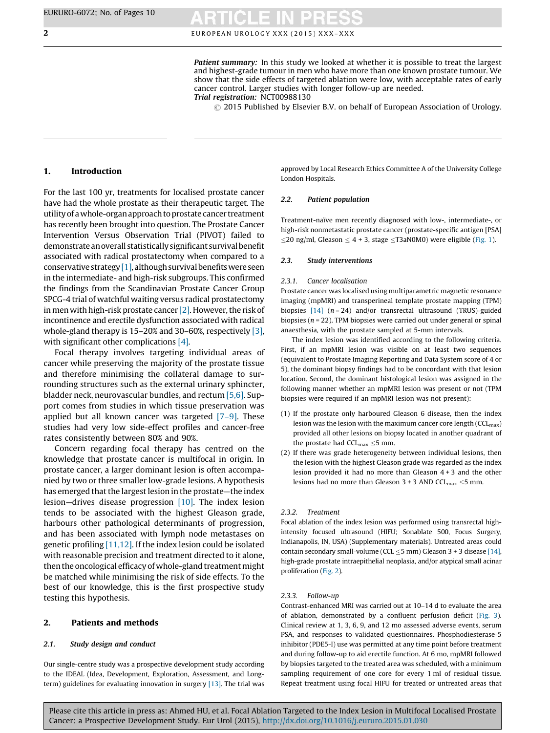*Patient summary:* In this study we looked at whether it is possible to treat the largest and highest-grade tumour in men who have more than one known prostate tumour. We show that the side effects of targeted ablation were low, with acceptable rates of early cancer control. Larger studies with longer follow-up are needed.
*Trial registration:* NCT00988130

© 2015 Published by Elsevier B.V. on behalf of European Association of Urology.

## 1. Introduction

For the last 100 yr, treatments for localised prostate cancer have had the whole prostate as their therapeutic target. The utility of a whole-organ approach to prostate cancer treatment has recently been brought into question. The Prostate Cancer Intervention Versus Observation Trial (PIVOT) failed to demonstrate an overall statistically significant survival benefit associated with radical prostatectomy when compared to a conservative strategy [1], although survival benefits were seen in the intermediate- and high-risk subgroups. This confirmed the findings from the Scandinavian Prostate Cancer Group SPCG-4 trial of watchful waiting versus radical prostatectomy in men with high-risk prostate cancer [2]. However, the risk of incontinence and erectile dysfunction associated with radical whole-gland therapy is 15–20% and 30–60%, respectively [3], with significant other complications [4].

Focal therapy involves targeting individual areas of cancer while preserving the majority of the prostate tissue and therefore minimising the collateral damage to surrounding structures such as the external urinary sphincter, bladder neck, neurovascular bundles, and rectum [5,6]. Support comes from studies in which tissue preservation was applied but all known cancer was targeted [7–9]. These studies had very low side-effect profiles and cancer-free rates consistently between 80% and 90%.

Concern regarding focal therapy has centred on the knowledge that prostate cancer is multifocal in origin. In prostate cancer, a larger dominant lesion is often accompanied by two or three smaller low-grade lesions. A hypothesis has emerged that the largest lesion in the prostate—the index lesion—drives disease progression [10]. The index lesion tends to be associated with the highest Gleason grade, harbours other pathological determinants of progression, and has been associated with lymph node metastases on genetic profiling [11,12]. If the index lesion could be isolated with reasonable precision and treatment directed to it alone, then the oncological efficacy of whole-gland treatment might be matched while minimising the risk of side effects. To the best of our knowledge, this is the first prospective study testing this hypothesis.

## 2. Patients and methods

### 2.1. Study design and conduct

Our single-centre study was a prospective development study according to the IDEAL (Idea, Development, Exploration, Assessment, and Long-term) guidelines for evaluating innovation in surgery [13]. The trial was approved by Local Research Ethics Committee A of the University College London Hospitals.

### 2.2. Patient population

Treatment-naïve men recently diagnosed with low-, intermediate-, or high-risk nonmetastatic prostate cancer (prostate-specific antigen [PSA] ≤20 ng/ml, Gleason ≤ 4 + 3, stage ≤T3aN0M0) were eligible (Fig. 1).

### 2.3. Study interventions

#### 2.3.1. Cancer localisation

Prostate cancer was localised using multiparametric magnetic resonance imaging (mpMRI) and transperineal template prostate mapping (TPM) biopsies [14] ($n = 24$) and/or transrectal ultrasound (TRUS)-guided biopsies ($n = 22$). TPM biopsies were carried out under general or spinal anaesthesia, with the prostate sampled at 5-mm intervals.

The index lesion was identified according to the following criteria. First, if an mpMRI lesion was visible on at least two sequences (equivalent to Prostate Imaging Reporting and Data System score of 4 or 5), the dominant biopsy findings had to be concordant with that lesion location. Second, the dominant histological lesion was assigned in the following manner whether an mpMRI lesion was present or not (TPM biopsies were required if an mpMRI lesion was not present):

(1) If the prostate only harboured Gleason 6 disease, then the index lesion was the lesion with the maximum cancer core length ($CCL_{max}$) provided all other lesions on biopsy located in another quadrant of the prostate had $CCL_{max}$ ≤5 mm.
(2) If there was grade heterogeneity between individual lesions, then the lesion with the highest Gleason grade was regarded as the index lesion provided it had no more than Gleason 4 + 3 and the other lesions had no more than Gleason 3 + 3 AND $CCL_{max}$ ≤5 mm.

#### 2.3.2. Treatment

Focal ablation of the index lesion was performed using transrectal high-intensity focused ultrasound (HIFU; Sonablate 500, Focus Surgery, Indianapolis, IN, USA) (Supplementary materials). Untreated areas could contain secondary small-volume (CCL ≤5 mm) Gleason 3 + 3 disease [14], high-grade prostate intraepithelial neoplasia, and/or atypical small acinar proliferation (Fig. 2).

#### 2.3.3. Follow-up

Contrast-enhanced MRI was carried out at 10–14 d to evaluate the area of ablation, demonstrated by a confluent perfusion deficit (Fig. 3). Clinical review at 1, 3, 6, 9, and 12 mo assessed adverse events, serum PSA, and responses to validated questionnaires. Phosphodiesterase-5 inhibitor (PDE5-I) use was permitted at any time point before treatment and during follow-up to aid erectile function. At 6 mo, mpMRI followed by biopsies targeted to the treated area was scheduled, with a minimum sampling requirement of one core for every 1 ml of residual tissue. Repeat treatment using focal HIFU for treated or untreated areas that

Please cite this article in press as: Ahmed HU, et al. Focal Ablation Targeted to the Index Lesion in Multifocal Localised Prostate Cancer: a Prospective Development Study. Eur Urol (2015), http://dx.doi.org/10.1016/j.eururo.2015.01.030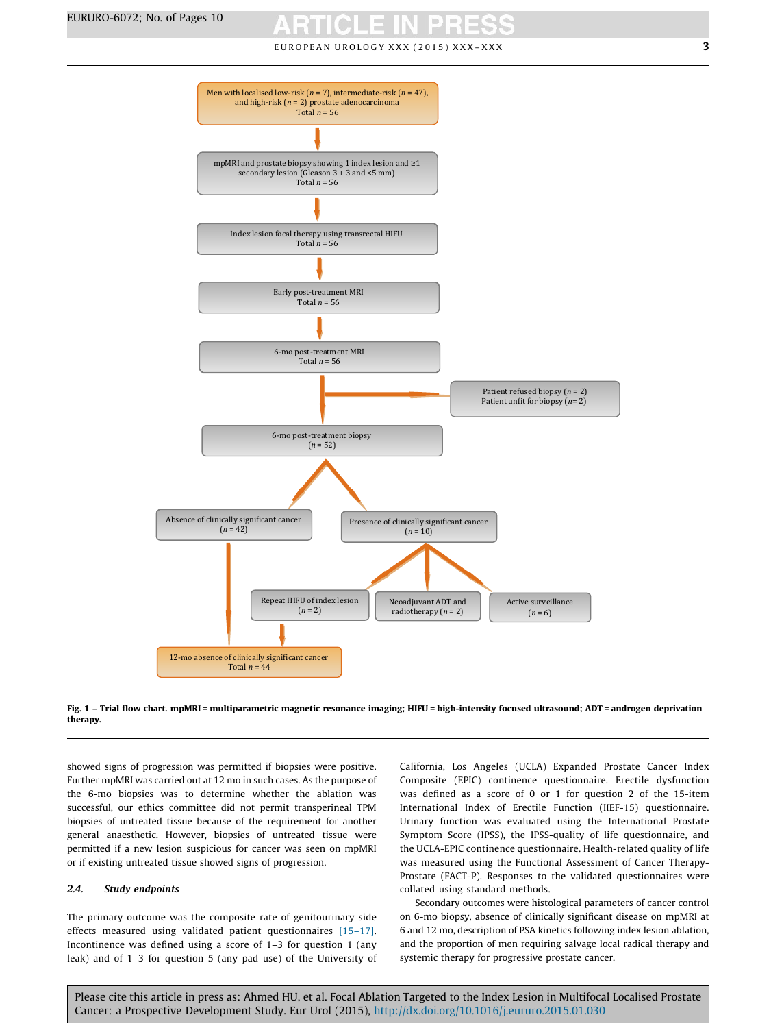Men with localised low-risk (n = 7), intermediate-risk (n = 47), and high-risk (n = 2) prostate adenocarcinoma
Total n = 56

mpMRI and prostate biopsy showing 1 index lesion and ≥1 secondary lesion (Gleason 3 + 3 and <5 mm)
Total n = 56

Index lesion focal therapy using transrectal HIFU
Total n = 56

Early post-treatment MRI
Total n = 56

6-mo post-treatment MRI
Total n = 56

Patient refused biopsy (n = 2)
Patient unfit for biopsy (n = 2)

6-mo post-treatment biopsy
(n = 52)

Absence of clinically significant cancer
(n = 42)

Presence of clinically significant cancer
(n = 10)

Repeat HIFU of index lesion
(n = 2)

Neoadjuvant ADT and radiotherapy (n = 2)

Active surveillance
(n = 6)

12-mo absence of clinically significant cancer
Total n = 44

**Fig. 1 – Trial flow chart. mpMRI = multiparametric magnetic resonance imaging; HIFU = high-intensity focused ultrasound; ADT = androgen deprivation therapy.**

showed signs of progression was permitted if biopsies were positive. Further mpMRI was carried out at 12 mo in such cases. As the purpose of the 6-mo biopsies was to determine whether the ablation was successful, our ethics committee did not permit transperineal TPM biopsies of untreated tissue because of the requirement for another general anaesthetic. However, biopsies of untreated tissue were permitted if a new lesion suspicious for cancer was seen on mpMRI or if existing untreated tissue showed signs of progression.

### 2.4. *Study endpoints*

The primary outcome was the composite rate of genitourinary side effects measured using validated patient questionnaires [15–17]. Incontinence was defined using a score of 1–3 for question 1 (any leak) and of 1–3 for question 5 (any pad use) of the University of California, Los Angeles (UCLA) Expanded Prostate Cancer Index Composite (EPIC) continence questionnaire. Erectile dysfunction was defined as a score of 0 or 1 for question 2 of the 15-item International Index of Erectile Function (IIEF-15) questionnaire. Urinary function was evaluated using the International Prostate Symptom Score (IPSS), the IPSS-quality of life questionnaire, and the UCLA-EPIC continence questionnaire. Health-related quality of life was measured using the Functional Assessment of Cancer Therapy-Prostate (FACT-P). Responses to the validated questionnaires were collated using standard methods.

Secondary outcomes were histological parameters of cancer control on 6-mo biopsy, absence of clinically significant disease on mpMRI at 6 and 12 mo, description of PSA kinetics following index lesion ablation, and the proportion of men requiring salvage local radical therapy and systemic therapy for progressive prostate cancer.

Please cite this article in press as: Ahmed HU, et al. Focal Ablation Targeted to the Index Lesion in Multifocal Localised Prostate Cancer: a Prospective Development Study. Eur Urol (2015), http://dx.doi.org/10.1016/j.eururo.2015.01.030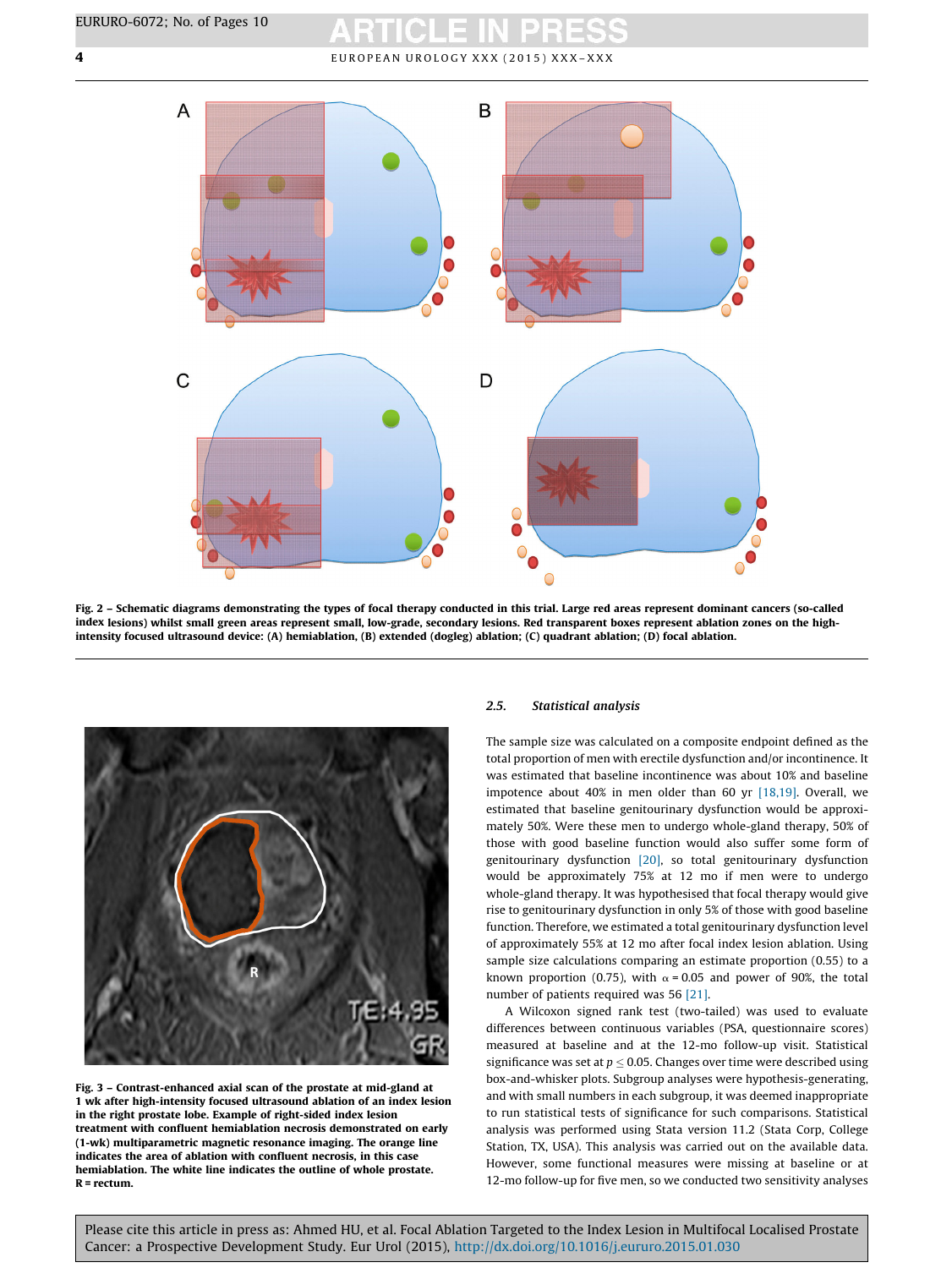**Fig. 2 – Schematic diagrams demonstrating the types of focal therapy conducted in this trial. Large red areas represent dominant cancers (so-called index lesions) whilst small green areas represent small, low-grade, secondary lesions. Red transparent boxes represent ablation zones on the high-intensity focused ultrasound device: (A) hemiablation, (B) extended (dogleg) ablation; (C) quadrant ablation; (D) focal ablation.**

**Fig. 3 – Contrast-enhanced axial scan of the prostate at mid-gland at 1 wk after high-intensity focused ultrasound ablation of an index lesion in the right prostate lobe. Example of right-sided index lesion treatment with confluent hemiablation necrosis demonstrated on early (1-wk) multiparametric magnetic resonance imaging. The orange line indicates the area of ablation with confluent necrosis, in this case hemiablation. The white line indicates the outline of whole prostate. R = rectum.**

### 2.5. *Statistical analysis*

The sample size was calculated on a composite endpoint defined as the total proportion of men with erectile dysfunction and/or incontinence. It was estimated that baseline incontinence was about 10% and baseline impotence about 40% in men older than 60 yr [18,19]. Overall, we estimated that baseline genitourinary dysfunction would be approximately 50%. Were these men to undergo whole-gland therapy, 50% of those with good baseline function would also suffer some form of genitourinary dysfunction [20], so total genitourinary dysfunction would be approximately 75% at 12 mo if men were to undergo whole-gland therapy. It was hypothesised that focal therapy would give rise to genitourinary dysfunction in only 5% of those with good baseline function. Therefore, we estimated a total genitourinary dysfunction level of approximately 55% at 12 mo after focal index lesion ablation. Using sample size calculations comparing an estimate proportion (0.55) to a known proportion (0.75), with $\alpha = 0.05$ and power of 90%, the total number of patients required was 56 [21].

A Wilcoxon signed rank test (two-tailed) was used to evaluate differences between continuous variables (PSA, questionnaire scores) measured at baseline and at the 12-mo follow-up visit. Statistical significance was set at $p \leq 0.05$. Changes over time were described using box-and-whisker plots. Subgroup analyses were hypothesis-generating, and with small numbers in each subgroup, it was deemed inappropriate to run statistical tests of significance for such comparisons. Statistical analysis was performed using Stata version 11.2 (Stata Corp, College Station, TX, USA). This analysis was carried out on the available data. However, some functional measures were missing at baseline or at 12-mo follow-up for five men, so we conducted two sensitivity analyses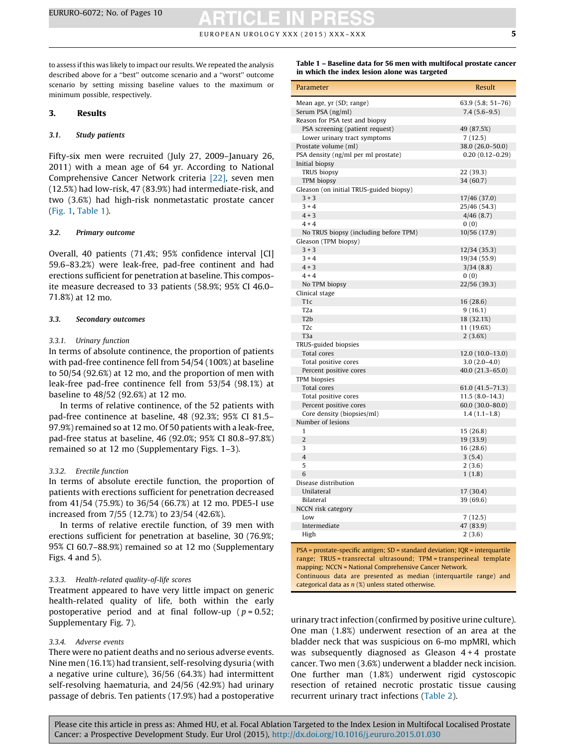to assess if this was likely to impact our results. We repeated the analysis described above for a "best" outcome scenario and a "worst" outcome scenario by setting missing baseline values to the maximum or minimum possible, respectively.

## 3. Results

### 3.1. Study patients

Fifty-six men were recruited (July 27, 2009–January 26, 2011) with a mean age of 64 yr. According to National Comprehensive Cancer Network criteria [22], seven men (12.5%) had low-risk, 47 (83.9%) had intermediate-risk, and two (3.6%) had high-risk nonmetastatic prostate cancer (Fig. 1, Table 1).

### 3.2. Primary outcome

Overall, 40 patients (71.4%; 95% confidence interval [CI] 59.6–83.2%) were leak-free, pad-free continent and had erections sufficient for penetration at baseline. This composite measure decreased to 33 patients (58.9%; 95% CI 46.0–71.8%) at 12 mo.

### 3.3. Secondary outcomes

#### 3.3.1. Urinary function

In terms of absolute continence, the proportion of patients with pad-free continence fell from 54/54 (100%) at baseline to 50/54 (92.6%) at 12 mo, and the proportion of men with leak-free pad-free continence fell from 53/54 (98.1%) at baseline to 48/52 (92.6%) at 12 mo.

In terms of relative continence, of the 52 patients with pad-free continence at baseline, 48 (92.3%; 95% CI 81.5–97.9%) remained so at 12 mo. Of 50 patients with a leak-free, pad-free status at baseline, 46 (92.0%; 95% CI 80.8–97.8%) remained so at 12 mo (Supplementary Figs. 1–3).

#### 3.3.2. Erectile function

In terms of absolute erectile function, the proportion of patients with erections sufficient for penetration decreased from 41/54 (75.9%) to 36/54 (66.7%) at 12 mo. PDE5-I use increased from 7/55 (12.7%) to 23/54 (42.6%).

In terms of relative erectile function, of 39 men with erections sufficient for penetration at baseline, 30 (76.9%; 95% CI 60.7–88.9%) remained so at 12 mo (Supplementary Figs. 4 and 5).

#### 3.3.3. Health-related quality-of-life scores

Treatment appeared to have very little impact on generic health-related quality of life, both within the early postoperative period and at final follow-up ($p = 0.52$; Supplementary Fig. 7).

#### 3.3.4. Adverse events

There were no patient deaths and no serious adverse events. Nine men (16.1%) had transient, self-resolving dysuria (with a negative urine culture), 36/56 (64.3%) had intermittent self-resolving haematuria, and 24/56 (42.9%) had urinary passage of debris. Ten patients (17.9%) had a postoperative urinary tract infection (confirmed by positive urine culture). One man (1.8%) underwent resection of an area at the bladder neck that was suspicious on 6-mo mpMRI, which was subsequently diagnosed as Gleason 4 + 4 prostate cancer. Two men (3.6%) underwent a bladder neck incision. One further man (1.8%) underwent rigid cystoscopic resection of retained necrotic prostatic tissue causing recurrent urinary tract infections (Table 2).

**Table 1 – Baseline data for 56 men with multifocal prostate cancer in which the index lesion alone was targeted**

| Parameter | Result |
|---|---|
| Mean age, yr (SD; range) | 63.9 (5.8; 51–76) |
| Serum PSA (ng/ml) | 7.4 (5.6–9.5) |
| Reason for PSA test and biopsy | |
| PSA screening (patient request) | 49 (87.5%) |
| Lower urinary tract symptoms | 7 (12.5) |
| Prostate volume (ml) | 38.0 (26.0–50.0) |
| PSA density (ng/ml per ml prostate) | 0.20 (0.12–0.29) |
| Initial biopsy | |
| TRUS biopsy | 22 (39.3) |
| TPM biopsy | 34 (60.7) |
| Gleason (on initial TRUS-guided biopsy) | |
| 3 + 3 | 17/46 (37.0) |
| 3 + 4 | 25/46 (54.3) |
| 4 + 3 | 4/46 (8.7) |
| 4 + 4 | 0 (0) |
| No TRUS biopsy (including before TPM) | 10/56 (17.9) |
| Gleason (TPM biopsy) | |
| 3 + 3 | 12/34 (35.3) |
| 3 + 4 | 19/34 (55.9) |
| 4 + 3 | 3/34 (8.8) |
| 4 + 4 | 0 (0) |
| No TPM biopsy | 22/56 (39.3) |
| Clinical stage | |
| T1c | 16 (28.6) |
| T2a | 9 (16.1) |
| T2b | 18 (32.1%) |
| T2c | 11 (19.6%) |
| T3a | 2 (3.6%) |
| TRUS-guided biopsies | |
| Total cores | 12.0 (10.0–13.0) |
| Total positive cores | 3.0 (2.0–4.0) |
| Percent positive cores | 40.0 (21.3–65.0) |
| TPM biopsies | |
| Total cores | 61.0 (41.5–71.3) |
| Total positive cores | 11.5 (8.0–14.3) |
| Percent positive cores | 60.0 (30.0–80.0) |
| Core density (biopsies/ml) | 1.4 (1.1–1.8) |
| Number of lesions | |
| 1 | 15 (26.8) |
| 2 | 19 (33.9) |
| 3 | 16 (28.6) |
| 4 | 3 (5.4) |
| 5 | 2 (3.6) |
| 6 | 1 (1.8) |
| Disease distribution | |
| Unilateral | 17 (30.4) |
| Bilateral | 39 (69.6) |
| NCCN risk category | |
| Low | 7 (12.5) |
| Intermediate | 47 (83.9) |
| High | 2 (3.6) |

PSA = prostate-specific antigen; SD = standard deviation; IQR = interquartile range; TRUS = transrectal ultrasound; TPM = transperineal template mapping; NCCN = National Comprehensive Cancer Network.
Continuous data are presented as median (interquartile range) and categorical data as n (%) unless stated otherwise.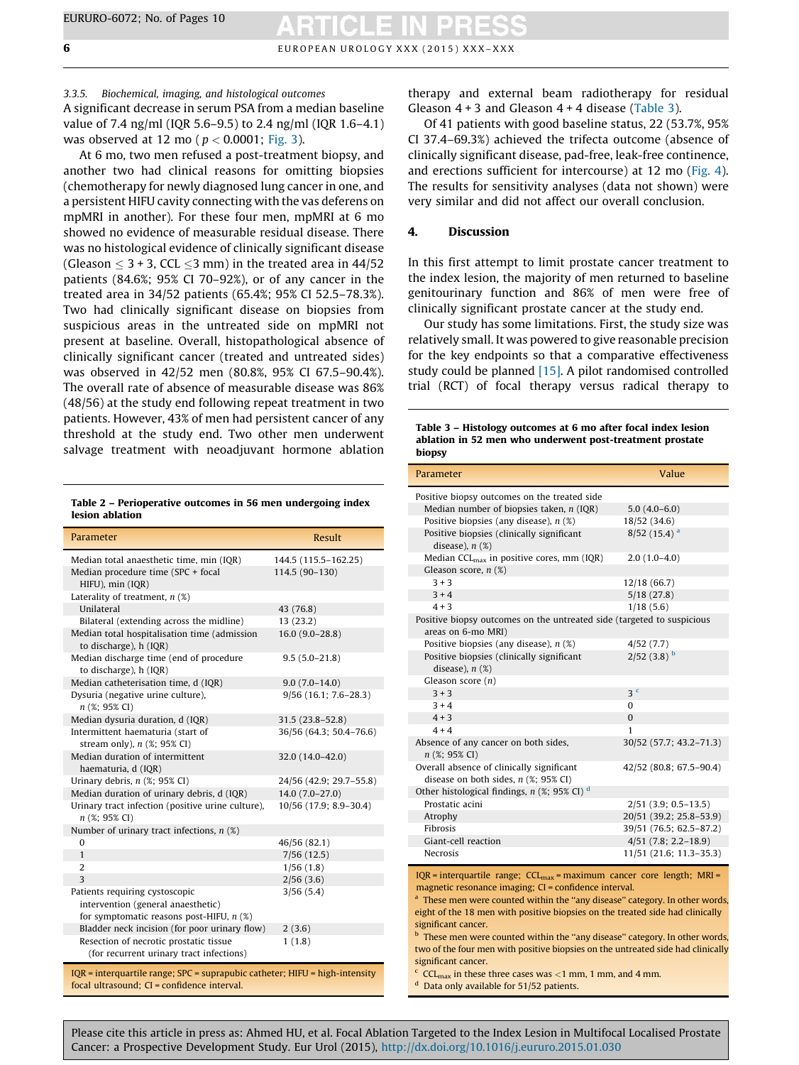#### 3.3.5. Biochemical, imaging, and histological outcomes

A significant decrease in serum PSA from a median baseline value of 7.4 ng/ml (IQR 5.6–9.5) to 2.4 ng/ml (IQR 1.6–4.1) was observed at 12 mo ($p < 0.0001$; Fig. 3).

At 6 mo, two men refused a post-treatment biopsy, and another two had clinical reasons for omitting biopsies (chemotherapy for newly diagnosed lung cancer in one, and a persistent HIFU cavity connecting with the vas deferens on mpMRI in another). For these four men, mpMRI at 6 mo showed no evidence of measurable residual disease. There was no histological evidence of clinically significant disease (Gleason ≤ 3 + 3, CCL ≤3 mm) in the treated area in 44/52 patients (84.6%; 95% CI 70–92%), or of any cancer in the treated area in 34/52 patients (65.4%; 95% CI 52.5–78.3%). Two had clinically significant disease on biopsies from suspicious areas in the untreated side on mpMRI not present at baseline. Overall, histopathological absence of clinically significant cancer (treated and untreated sides) was observed in 42/52 men (80.8%, 95% CI 67.5–90.4%). The overall rate of absence of measurable disease was 86% (48/56) at the study end following repeat treatment in two patients. However, 43% of men had persistent cancer of any threshold at the study end. Two other men underwent salvage treatment with neoadjuvant hormone ablation therapy and external beam radiotherapy for residual Gleason 4 + 3 and Gleason 4 + 4 disease (Table 3).

Of 41 patients with good baseline status, 22 (53.7%, 95% CI 37.4–69.3%) achieved the trifecta outcome (absence of clinically significant disease, pad-free, leak-free continence, and erections sufficient for intercourse) at 12 mo (Fig. 4). The results for sensitivity analyses (data not shown) were very similar and did not affect our overall conclusion.

## 4. Discussion

In this first attempt to limit prostate cancer treatment to the index lesion, the majority of men returned to baseline genitourinary function and 86% of men were free of clinically significant prostate cancer at the study end.

Our study has some limitations. First, the study size was relatively small. It was powered to give reasonable precision for the key endpoints so that a comparative effectiveness study could be planned [15]. A pilot randomised controlled trial (RCT) of focal therapy versus radical therapy to

**Table 2 – Perioperative outcomes in 56 men undergoing index lesion ablation**

| Parameter | Result |
|---|---|
| Median total anaesthetic time, min (IQR) | 144.5 (115.5–162.25) |
| Median procedure time (SPC + focal HIFU), min (IQR) | 114.5 (90–130) |
| Laterality of treatment, n (%) | |
| Unilateral | 43 (76.8) |
| Bilateral (extending across the midline) | 13 (23.2) |
| Median total hospitalisation time (admission to discharge), h (IQR) | 16.0 (9.0–28.8) |
| Median discharge time (end of procedure to discharge), h (IQR) | 9.5 (5.0–21.8) |
| Median catheterisation time, d (IQR) | 9.0 (7.0–14.0) |
| Dysuria (negative urine culture), n (%; 95% CI) | 9/56 (16.1; 7.6–28.3) |
| Median dysuria duration, d (IQR) | 31.5 (23.8–52.8) |
| Intermittent haematuria (start of stream only), n (%; 95% CI) | 36/56 (64.3; 50.4–76.6) |
| Median duration of intermittent haematuria, d (IQR) | 32.0 (14.0–42.0) |
| Urinary debris, n (%; 95% CI) | 24/56 (42.9; 29.7–55.8) |
| Median duration of urinary debris, d (IQR) | 14.0 (7.0–27.0) |
| Urinary tract infection (positive urine culture), n (%; 95% CI) | 10/56 (17.9; 8.9–30.4) |
| Number of urinary tract infections, n (%) | |
| 0 | 46/56 (82.1) |
| 1 | 7/56 (12.5) |
| 2 | 1/56 (1.8) |
| 3 | 2/56 (3.6) |
| Patients requiring cystoscopic intervention (general anaesthetic) for symptomatic reasons post-HIFU, n (%) | 3/56 (5.4) |
| Bladder neck incision (for poor urinary flow) | 2 (3.6) |
| Resection of necrotic prostatic tissue (for recurrent urinary tract infections) | 1 (1.8) |

IQR = interquartile range; SPC = suprapubic catheter; HIFU = high-intensity focal ultrasound; CI = confidence interval.

**Table 3 – Histology outcomes at 6 mo after focal index lesion ablation in 52 men who underwent post-treatment prostate biopsy**

| Parameter | Value |
|---|---|
| Positive biopsy outcomes on the treated side | |
| Median number of biopsies taken, n (IQR) | 5.0 (4.0–6.0) |
| Positive biopsies (any disease), n (%) | 18/52 (34.6) |
| Positive biopsies (clinically significant disease), n (%) | 8/52 (15.4) [a] |
| Median $CCL_{max}$ in positive cores, mm (IQR) | 2.0 (1.0–4.0) |
| Gleason score, n (%) | |
| 3 + 3 | 12/18 (66.7) |
| 3 + 4 | 5/18 (27.8) |
| 4 + 3 | 1/18 (5.6) |
| Positive biopsy outcomes on the untreated side (targeted to suspicious areas on 6-mo MRI) | |
| Positive biopsies (any disease), n (%) | 4/52 (7.7) |
| Positive biopsies (clinically significant disease), n (%) | 2/52 (3.8) [b] |
| Gleason score (n) | |
| 3 + 3 | 3 [c] |
| 3 + 4 | 0 |
| 4 + 3 | 0 |
| 4 + 4 | 1 |
| Absence of any cancer on both sides, n (%; 95% CI) | 30/52 (57.7; 43.2–71.3) |
| Overall absence of clinically significant disease on both sides, n (%; 95% CI) | 42/52 (80.8; 67.5–90.4) |
| Other histological findings, n (%; 95% CI) [d] | |
| Prostatic acini | 2/51 (3.9; 0.5–13.5) |
| Atrophy | 20/51 (39.2; 25.8–53.9) |
| Fibrosis | 39/51 (76.5; 62.5–87.2) |
| Giant-cell reaction | 4/51 (7.8; 2.2–18.9) |
| Necrosis | 11/51 (21.6; 11.3–35.3) |

IQR = interquartile range; $CCL_{max}$ = maximum cancer core length; MRI = magnetic resonance imaging; CI = confidence interval.

[a] These men were counted within the "any disease" category. In other words, eight of the 18 men with positive biopsies on the treated side had clinically significant cancer.

[b] These men were counted within the "any disease" category. In other words, two of the four men with positive biopsies on the untreated side had clinically significant cancer.

[c] $CCL_{max}$ in these three cases was <1 mm, 1 mm, and 4 mm.

[d] Data only available for 51/52 patients.

Please cite this article in press as: Ahmed HU, et al. Focal Ablation Targeted to the Index Lesion in Multifocal Localised Prostate Cancer: a Prospective Development Study. Eur Urol (2015), http://dx.doi.org/10.1016/j.eururo.2015.01.030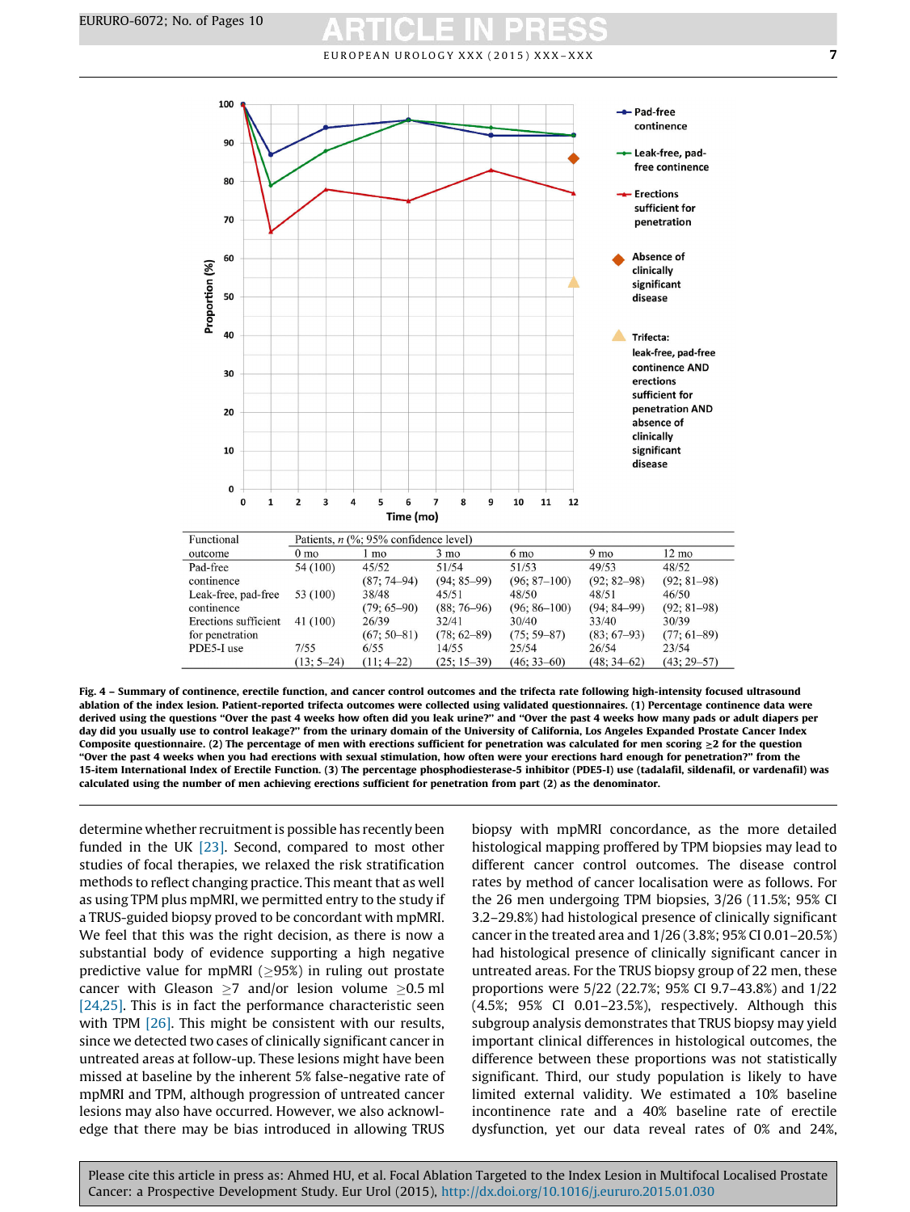| Functional outcome | Patients, n (%; 95% confidence level) | | | | | |
|---|---|---|---|---|---|---|
| | 0 mo | 1 mo | 3 mo | 6 mo | 9 mo | 12 mo |
| Pad-free continence | 54 (100) | 45/52 (87; 74–94) | 51/54 (94; 85–99) | 51/53 (96; 87–100) | 49/53 (92; 82–98) | 48/52 (92; 81–98) |
| Leak-free, pad-free continence | 53 (100) | 38/48 (79; 65–90) | 45/51 (88; 76–96) | 48/50 (96; 86–100) | 48/51 (94; 84–99) | 46/50 (92; 81–98) |
| Erections sufficient for penetration | 41 (100) | 26/39 (67; 50–81) | 32/41 (78; 62–89) | 30/40 (75; 59–87) | 33/40 (83; 67–93) | 30/39 (77; 61–89) |
| PDE5-I use | 7/55 (13; 5–24) | 6/55 (11; 4–22) | 14/55 (25; 15–39) | 25/54 (46; 33–60) | 26/54 (48; 34–62) | 23/54 (43; 29–57) |

**Fig. 4 – Summary of continence, erectile function, and cancer control outcomes and the trifecta rate following high-intensity focused ultrasound ablation of the index lesion. Patient-reported trifecta outcomes were collected using validated questionnaires. (1) Percentage continence data were derived using the questions "Over the past 4 weeks how often did you leak urine?" and "Over the past 4 weeks how many pads or adult diapers per day did you usually use to control leakage?" from the urinary domain of the University of California, Los Angeles Expanded Prostate Cancer Index Composite questionnaire. (2) The percentage of men with erections sufficient for penetration was calculated for men scoring ≥2 for the question "Over the past 4 weeks when you had erections with sexual stimulation, how often were your erections hard enough for penetration?" from the 15-item International Index of Erectile Function. (3) The percentage phosphodiesterase-5 inhibitor (PDE5-I) use (tadalafil, sildenafil, or vardenafil) was calculated using the number of men achieving erections sufficient for penetration from part (2) as the denominator.**

determine whether recruitment is possible has recently been funded in the UK [23]. Second, compared to most other studies of focal therapies, we relaxed the risk stratification methods to reflect changing practice. This meant that as well as using TPM plus mpMRI, we permitted entry to the study if a TRUS-guided biopsy proved to be concordant with mpMRI. We feel that this was the right decision, as there is now a substantial body of evidence supporting a high negative predictive value for mpMRI (≥95%) in ruling out prostate cancer with Gleason ≥7 and/or lesion volume ≥0.5 ml [24,25]. This is in fact the performance characteristic seen with TPM [26]. This might be consistent with our results, since we detected two cases of clinically significant cancer in untreated areas at follow-up. These lesions might have been missed at baseline by the inherent 5% false-negative rate of mpMRI and TPM, although progression of untreated cancer lesions may also have occurred. However, we also acknowledge that there may be bias introduced in allowing TRUS biopsy with mpMRI concordance, as the more detailed histological mapping proffered by TPM biopsies may lead to different cancer control outcomes. The disease control rates by method of cancer localisation were as follows. For the 26 men undergoing TPM biopsies, 3/26 (11.5%; 95% CI 3.2–29.8%) had histological presence of clinically significant cancer in the treated area and 1/26 (3.8%; 95% CI 0.01–20.5%) had histological presence of clinically significant cancer in untreated areas. For the TRUS biopsy group of 22 men, these proportions were 5/22 (22.7%; 95% CI 9.7–43.8%) and 1/22 (4.5%; 95% CI 0.01–23.5%), respectively. Although this subgroup analysis demonstrates that TRUS biopsy may yield important clinical differences in histological outcomes, the difference between these proportions was not statistically significant. Third, our study population is likely to have limited external validity. We estimated a 10% baseline incontinence rate and a 40% baseline rate of erectile dysfunction, yet our data reveal rates of 0% and 24%,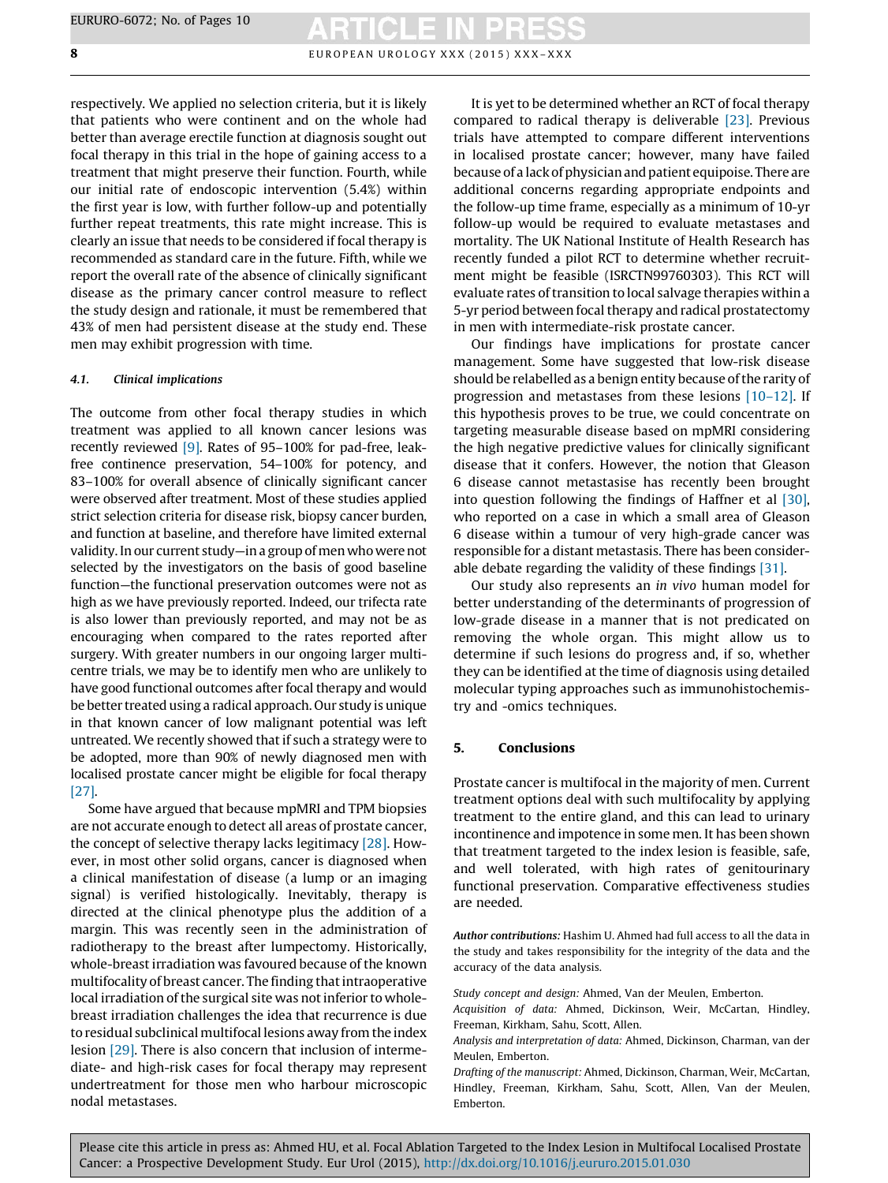respectively. We applied no selection criteria, but it is likely that patients who were continent and on the whole had better than average erectile function at diagnosis sought out focal therapy in this trial in the hope of gaining access to a treatment that might preserve their function. Fourth, while our initial rate of endoscopic intervention (5.4%) within the first year is low, with further follow-up and potentially further repeat treatments, this rate might increase. This is clearly an issue that needs to be considered if focal therapy is recommended as standard care in the future. Fifth, while we report the overall rate of the absence of clinically significant disease as the primary cancer control measure to reflect the study design and rationale, it must be remembered that 43% of men had persistent disease at the study end. These men may exhibit progression with time.

### 4.1. Clinical implications

The outcome from other focal therapy studies in which treatment was applied to all known cancer lesions was recently reviewed [9]. Rates of 95–100% for pad-free, leak-free continence preservation, 54–100% for potency, and 83–100% for overall absence of clinically significant cancer were observed after treatment. Most of these studies applied strict selection criteria for disease risk, biopsy cancer burden, and function at baseline, and therefore have limited external validity. In our current study—in a group of men who were not selected by the investigators on the basis of good baseline function—the functional preservation outcomes were not as high as we have previously reported. Indeed, our trifecta rate is also lower than previously reported, and may not be as encouraging when compared to the rates reported after surgery. With greater numbers in our ongoing larger multicentre trials, we may be to identify men who are unlikely to have good functional outcomes after focal therapy and would be better treated using a radical approach. Our study is unique in that known cancer of low malignant potential was left untreated. We recently showed that if such a strategy were to be adopted, more than 90% of newly diagnosed men with localised prostate cancer might be eligible for focal therapy [27].

Some have argued that because mpMRI and TPM biopsies are not accurate enough to detect all areas of prostate cancer, the concept of selective therapy lacks legitimacy [28]. However, in most other solid organs, cancer is diagnosed when a clinical manifestation of disease (a lump or an imaging signal) is verified histologically. Inevitably, therapy is directed at the clinical phenotype plus the addition of a margin. This was recently seen in the administration of radiotherapy to the breast after lumpectomy. Historically, whole-breast irradiation was favoured because of the known multifocality of breast cancer. The finding that intraoperative local irradiation of the surgical site was not inferior to whole-breast irradiation challenges the idea that recurrence is due to residual subclinical multifocal lesions away from the index lesion [29]. There is also concern that inclusion of intermediate- and high-risk cases for focal therapy may represent undertreatment for those men who harbour microscopic nodal metastases.

It is yet to be determined whether an RCT of focal therapy compared to radical therapy is deliverable [23]. Previous trials have attempted to compare different interventions in localised prostate cancer; however, many have failed because of a lack of physician and patient equipoise. There are additional concerns regarding appropriate endpoints and the follow-up time frame, especially as a minimum of 10-yr follow-up would be required to evaluate metastases and mortality. The UK National Institute of Health Research has recently funded a pilot RCT to determine whether recruitment might be feasible (ISRCTN99760303). This RCT will evaluate rates of transition to local salvage therapies within a 5-yr period between focal therapy and radical prostatectomy in men with intermediate-risk prostate cancer.

Our findings have implications for prostate cancer management. Some have suggested that low-risk disease should be relabelled as a benign entity because of the rarity of progression and metastases from these lesions [10–12]. If this hypothesis proves to be true, we could concentrate on targeting measurable disease based on mpMRI considering the high negative predictive values for clinically significant disease that it confers. However, the notion that Gleason 6 disease cannot metastasise has recently been brought into question following the findings of Haffner et al [30], who reported on a case in which a small area of Gleason 6 disease within a tumour of very high-grade cancer was responsible for a distant metastasis. There has been considerable debate regarding the validity of these findings [31].

Our study also represents an *in vivo* human model for better understanding of the determinants of progression of low-grade disease in a manner that is not predicated on removing the whole organ. This might allow us to determine if such lesions do progress and, if so, whether they can be identified at the time of diagnosis using detailed molecular typing approaches such as immunohistochemistry and -omics techniques.

## 5. Conclusions

Prostate cancer is multifocal in the majority of men. Current treatment options deal with such multifocality by applying treatment to the entire gland, and this can lead to urinary incontinence and impotence in some men. It has been shown that treatment targeted to the index lesion is feasible, safe, and well tolerated, with high rates of genitourinary functional preservation. Comparative effectiveness studies are needed.

*Author contributions:* Hashim U. Ahmed had full access to all the data in the study and takes responsibility for the integrity of the data and the accuracy of the data analysis.

*Study concept and design:* Ahmed, Van der Meulen, Emberton.

*Acquisition of data:* Ahmed, Dickinson, Weir, McCartan, Hindley, Freeman, Kirkham, Sahu, Scott, Allen.

*Analysis and interpretation of data:* Ahmed, Dickinson, Charman, van der Meulen, Emberton.

*Drafting of the manuscript:* Ahmed, Dickinson, Charman, Weir, McCartan, Hindley, Freeman, Kirkham, Sahu, Scott, Allen, Van der Meulen, Emberton.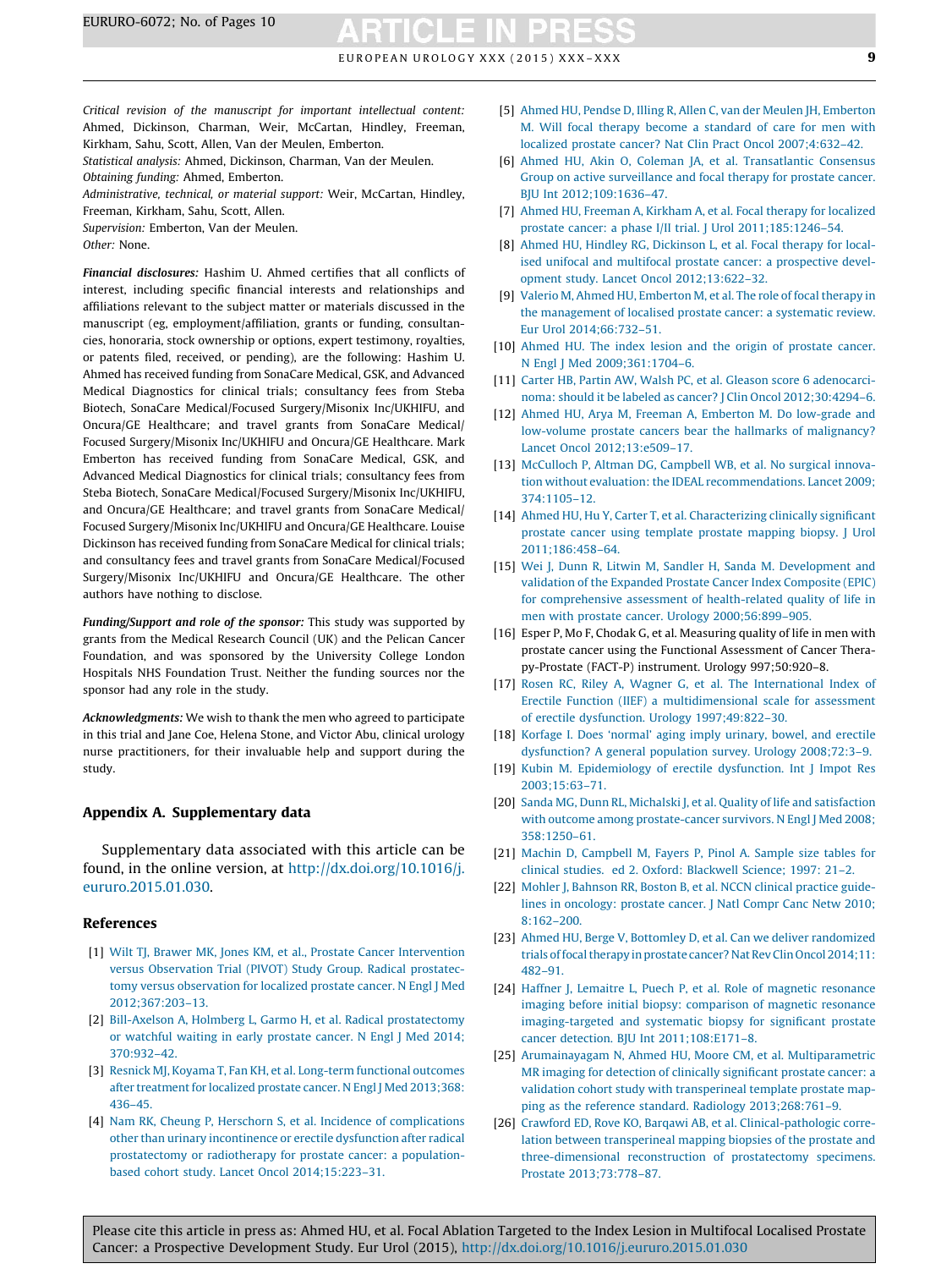*Critical revision of the manuscript for important intellectual content:* Ahmed, Dickinson, Charman, Weir, McCartan, Hindley, Freeman, Kirkham, Sahu, Scott, Allen, Van der Meulen, Emberton.

*Statistical analysis:* Ahmed, Dickinson, Charman, Van der Meulen.

*Obtaining funding:* Ahmed, Emberton.

*Administrative, technical, or material support:* Weir, McCartan, Hindley, Freeman, Kirkham, Sahu, Scott, Allen.

*Supervision:* Emberton, Van der Meulen.

*Other:* None.

***Financial disclosures:*** Hashim U. Ahmed certifies that all conflicts of interest, including specific financial interests and relationships and affiliations relevant to the subject matter or materials discussed in the manuscript (eg, employment/affiliation, grants or funding, consultancies, honoraria, stock ownership or options, expert testimony, royalties, or patents filed, received, or pending), are the following: Hashim U. Ahmed has received funding from SonaCare Medical, GSK, and Advanced Medical Diagnostics for clinical trials; consultancy fees from Steba Biotech, SonaCare Medical/Focused Surgery/Misonix Inc/UKHIFU, and Oncura/GE Healthcare; and travel grants from SonaCare Medical/Focused Surgery/Misonix Inc/UKHIFU and Oncura/GE Healthcare. Mark Emberton has received funding from SonaCare Medical, GSK, and Advanced Medical Diagnostics for clinical trials; consultancy fees from Steba Biotech, SonaCare Medical/Focused Surgery/Misonix Inc/UKHIFU, and Oncura/GE Healthcare; and travel grants from SonaCare Medical/Focused Surgery/Misonix Inc/UKHIFU and Oncura/GE Healthcare. Louise Dickinson has received funding from SonaCare Medical for clinical trials; and consultancy fees and travel grants from SonaCare Medical/Focused Surgery/Misonix Inc/UKHIFU and Oncura/GE Healthcare. The other authors have nothing to disclose.

***Funding/Support and role of the sponsor:*** This study was supported by grants from the Medical Research Council (UK) and the Pelican Cancer Foundation, and was sponsored by the University College London Hospitals NHS Foundation Trust. Neither the funding sources nor the sponsor had any role in the study.

***Acknowledgments:*** We wish to thank the men who agreed to participate in this trial and Jane Coe, Helena Stone, and Victor Abu, clinical urology nurse practitioners, for their invaluable help and support during the study.

## Appendix A. Supplementary data

Supplementary data associated with this article can be found, in the online version, at http://dx.doi.org/10.1016/j.eururo.2015.01.030.

## References

[1] Wilt TJ, Brawer MK, Jones KM, et al., Prostate Cancer Intervention versus Observation Trial (PIVOT) Study Group. Radical prostatectomy versus observation for localized prostate cancer. N Engl J Med 2012;367:203–13.

[2] Bill-Axelson A, Holmberg L, Garmo H, et al. Radical prostatectomy or watchful waiting in early prostate cancer. N Engl J Med 2014;370:932–42.

[3] Resnick MJ, Koyama T, Fan KH, et al. Long-term functional outcomes after treatment for localized prostate cancer. N Engl J Med 2013;368:436–45.

[4] Nam RK, Cheung P, Herschorn S, et al. Incidence of complications other than urinary incontinence or erectile dysfunction after radical prostatectomy or radiotherapy for prostate cancer: a population-based cohort study. Lancet Oncol 2014;15:223–31.

[5] Ahmed HU, Pendse D, Illing R, Allen C, van der Meulen JH, Emberton M. Will focal therapy become a standard of care for men with localized prostate cancer? Nat Clin Pract Oncol 2007;4:632–42.

[6] Ahmed HU, Akin O, Coleman JA, et al. Transatlantic Consensus Group on active surveillance and focal therapy for prostate cancer. BJU Int 2012;109:1636–47.

[7] Ahmed HU, Freeman A, Kirkham A, et al. Focal therapy for localized prostate cancer: a phase I/II trial. J Urol 2011;185:1246–54.

[8] Ahmed HU, Hindley RG, Dickinson L, et al. Focal therapy for localised unifocal and multifocal prostate cancer: a prospective development study. Lancet Oncol 2012;13:622–32.

[9] Valerio M, Ahmed HU, Emberton M, et al. The role of focal therapy in the management of localised prostate cancer: a systematic review. Eur Urol 2014;66:732–51.

[10] Ahmed HU. The index lesion and the origin of prostate cancer. N Engl J Med 2009;361:1704–6.

[11] Carter HB, Partin AW, Walsh PC, et al. Gleason score 6 adenocarcinoma: should it be labeled as cancer? J Clin Oncol 2012;30:4294–6.

[12] Ahmed HU, Arya M, Freeman A, Emberton M. Do low-grade and low-volume prostate cancers bear the hallmarks of malignancy? Lancet Oncol 2012;13:e509–17.

[13] McCulloch P, Altman DG, Campbell WB, et al. No surgical innovation without evaluation: the IDEAL recommendations. Lancet 2009;374:1105–12.

[14] Ahmed HU, Hu Y, Carter T, et al. Characterizing clinically significant prostate cancer using template prostate mapping biopsy. J Urol 2011;186:458–64.

[15] Wei J, Dunn R, Litwin M, Sandler H, Sanda M. Development and validation of the Expanded Prostate Cancer Index Composite (EPIC) for comprehensive assessment of health-related quality of life in men with prostate cancer. Urology 2000;56:899–905.

[16] Esper P, Mo F, Chodak G, et al. Measuring quality of life in men with prostate cancer using the Functional Assessment of Cancer Therapy-Prostate (FACT-P) instrument. Urology 997;50:920–8.

[17] Rosen RC, Riley A, Wagner G, et al. The International Index of Erectile Function (IIEF) a multidimensional scale for assessment of erectile dysfunction. Urology 1997;49:822–30.

[18] Korfage I. Does 'normal' aging imply urinary, bowel, and erectile dysfunction? A general population survey. Urology 2008;72:3–9.

[19] Kubin M. Epidemiology of erectile dysfunction. Int J Impot Res 2003;15:63–71.

[20] Sanda MG, Dunn RL, Michalski J, et al. Quality of life and satisfaction with outcome among prostate-cancer survivors. N Engl J Med 2008;358:1250–61.

[21] Machin D, Campbell M, Fayers P, Pinol A. Sample size tables for clinical studies. ed 2. Oxford: Blackwell Science; 1997: 21–2.

[22] Mohler J, Bahnson RR, Boston B, et al. NCCN clinical practice guidelines in oncology: prostate cancer. J Natl Compr Canc Netw 2010;8:162–200.

[23] Ahmed HU, Berge V, Bottomley D, et al. Can we deliver randomized trials of focal therapy in prostate cancer? Nat Rev Clin Oncol 2014;11:482–91.

[24] Haffner J, Lemaitre L, Puech P, et al. Role of magnetic resonance imaging before initial biopsy: comparison of magnetic resonance imaging-targeted and systematic biopsy for significant prostate cancer detection. BJU Int 2011;108:E171–8.

[25] Arumainayagam N, Ahmed HU, Moore CM, et al. Multiparametric MR imaging for detection of clinically significant prostate cancer: a validation cohort study with transperineal template prostate mapping as the reference standard. Radiology 2013;268:761–9.

[26] Crawford ED, Rove KO, Barqawi AB, et al. Clinical-pathologic correlation between transperineal mapping biopsies of the prostate and three-dimensional reconstruction of prostatectomy specimens. Prostate 2013;73:778–87.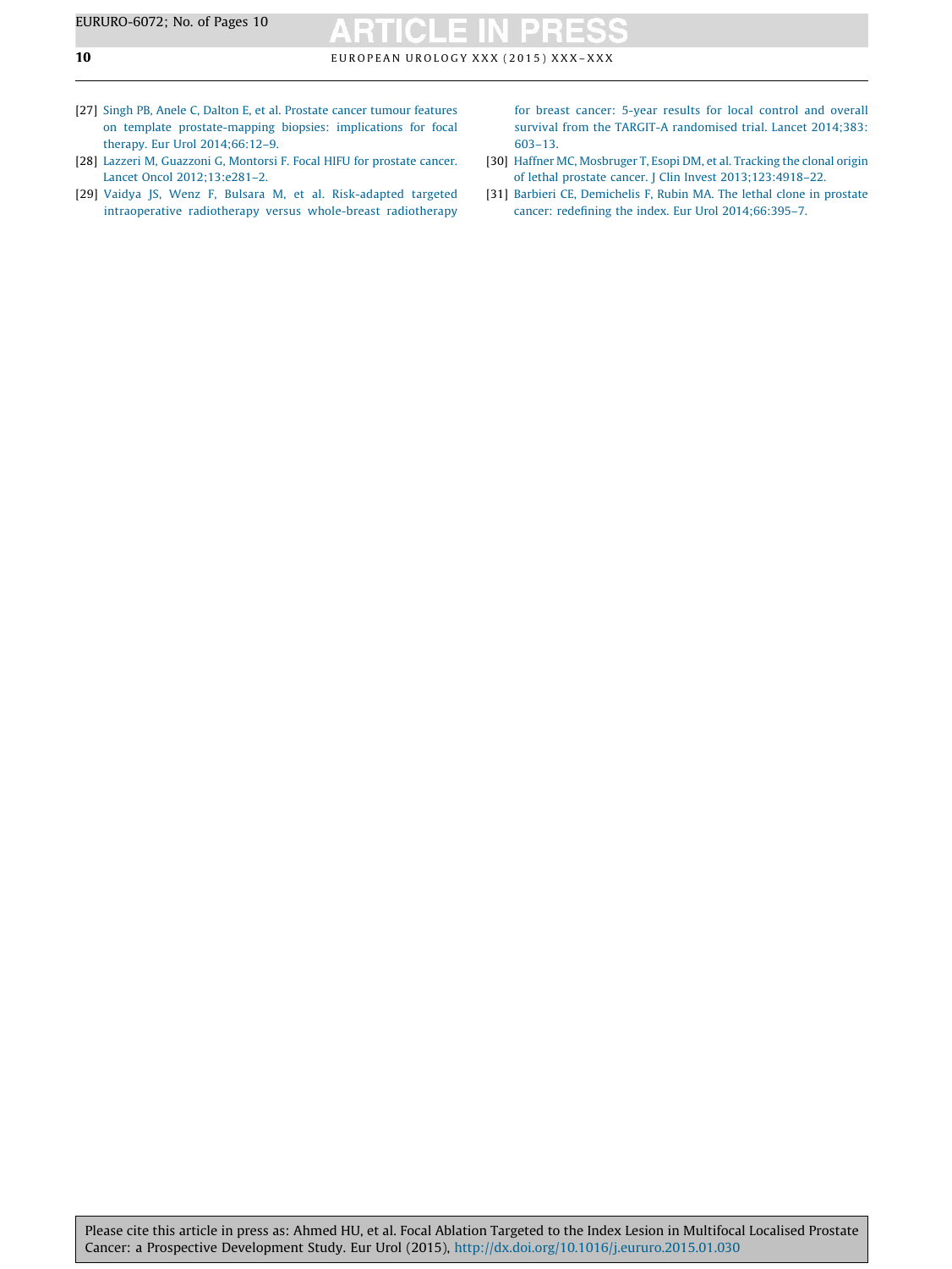[27] Singh PB, Anele C, Dalton E, et al. Prostate cancer tumour features on template prostate-mapping biopsies: implications for focal therapy. Eur Urol 2014;66:12–9.

[28] Lazzeri M, Guazzoni G, Montorsi F. Focal HIFU for prostate cancer. Lancet Oncol 2012;13:e281–2.

[29] Vaidya JS, Wenz F, Bulsara M, et al. Risk-adapted targeted intraoperative radiotherapy versus whole-breast radiotherapy for breast cancer: 5-year results for local control and overall survival from the TARGIT-A randomised trial. Lancet 2014;383:603–13.

[30] Haffner MC, Mosbruger T, Esopi DM, et al. Tracking the clonal origin of lethal prostate cancer. J Clin Invest 2013;123:4918–22.

[31] Barbieri CE, Demichelis F, Rubin MA. The lethal clone in prostate cancer: redefining the index. Eur Urol 2014;66:395–7.

Please cite this article in press as: Ahmed HU, et al. Focal Ablation Targeted to the Index Lesion in Multifocal Localised Prostate Cancer: a Prospective Development Study. Eur Urol (2015), http://dx.doi.org/10.1016/j.eururo.2015.01.030